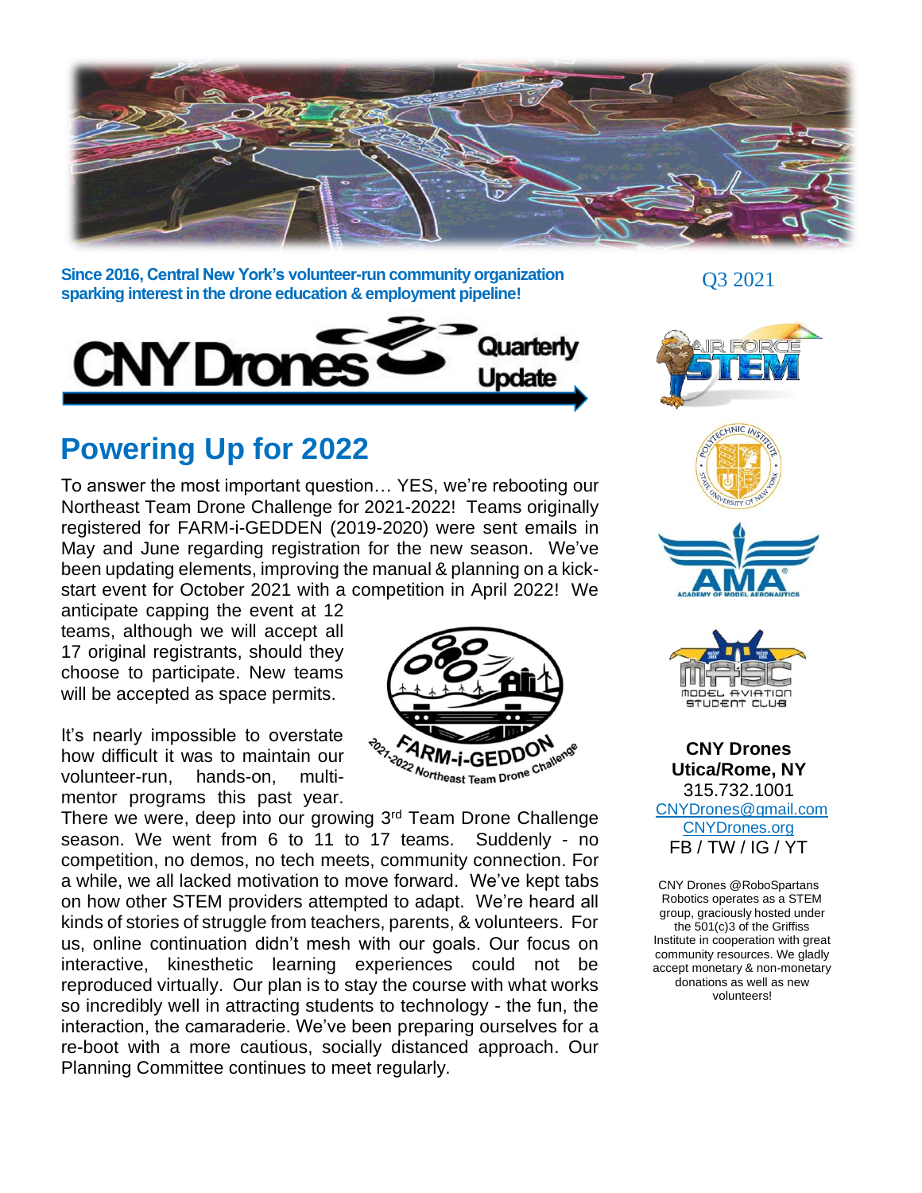Since 2016, Central New York's volunteer-run community organization sparking interest in the drone education & employment pipeline!

Q3 2021

# CNY Drones Quarterly Update

## Powering Up for 2022

To answer the most important question… YES, we're rebooting our Northeast Team Drone Challenge for 2021-2022! Teams originally registered for FARM-i-GEDDEN (2019-2020) were sent emails in May and June regarding registration for the new season. We've been updating elements, improving the manual & planning on a kick-start event for October 2021 with a competition in April 2022! We anticipate capping the event at 12 teams, although we will accept all 17 original registrants, should they choose to participate. New teams will be accepted as space permits.

2021-2022 FARM-i-GEDDON Northeast Team Drone Challenge

It's nearly impossible to overstate how difficult it was to maintain our volunteer-run, hands-on, multi-mentor programs this past year. There we were, deep into our growing 3rd Team Drone Challenge season. We went from 6 to 11 to 17 teams. Suddenly - no competition, no demos, no tech meets, community connection. For a while, we all lacked motivation to move forward. We've kept tabs on how other STEM providers attempted to adapt. We're heard all kinds of stories of struggle from teachers, parents, & volunteers. For us, online continuation didn't mesh with our goals. Our focus on interactive, kinesthetic learning experiences could not be reproduced virtually. Our plan is to stay the course with what works so incredibly well in attracting students to technology - the fun, the interaction, the camaraderie. We've been preparing ourselves for a re-boot with a more cautious, socially distanced approach. Our Planning Committee continues to meet regularly.

**CNY Drones**
**Utica/Rome, NY**
315.732.1001
CNYDrones@gmail.com
CNYDrones.org
FB / TW / IG / YT

CNY Drones @RoboSpartans Robotics operates as a STEM group, graciously hosted under the 501(c)3 of the Griffiss Institute in cooperation with great community resources. We gladly accept monetary & non-monetary donations as well as new volunteers!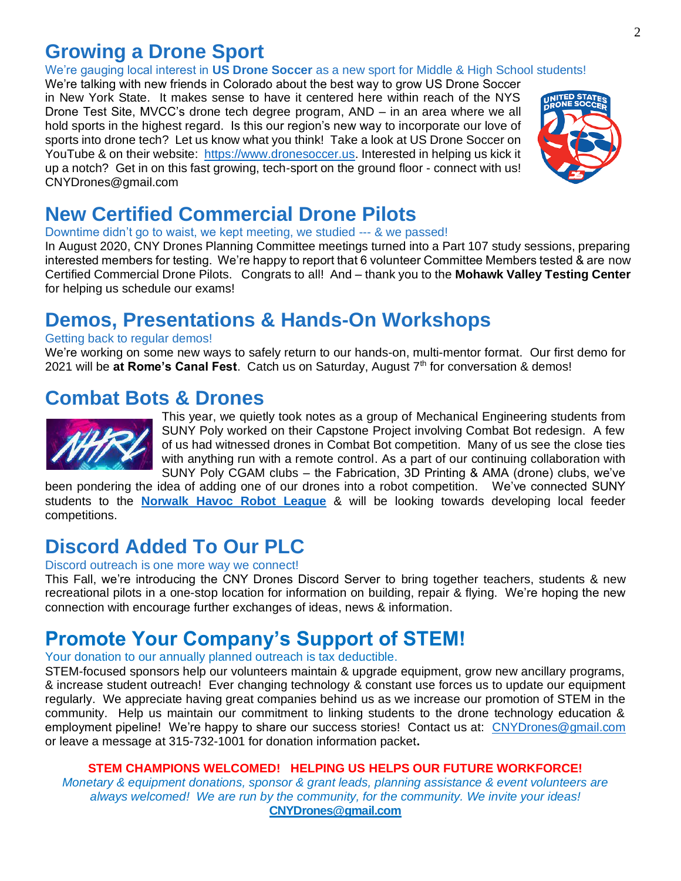## Growing a Drone Sport

We're gauging local interest in **US Drone Soccer** as a new sport for Middle & High School students!

We're talking with new friends in Colorado about the best way to grow US Drone Soccer in New York State. It makes sense to have it centered here within reach of the NYS Drone Test Site, MVCC's drone tech degree program, AND – in an area where we all hold sports in the highest regard. Is this our region's new way to incorporate our love of sports into drone tech? Let us know what you think! Take a look at US Drone Soccer on YouTube & on their website: https://www.dronesoccer.us. Interested in helping us kick it up a notch? Get in on this fast growing, tech-sport on the ground floor - connect with us! CNYDrones@gmail.com

## New Certified Commercial Drone Pilots

Downtime didn't go to waist, we kept meeting, we studied --- & we passed!

In August 2020, CNY Drones Planning Committee meetings turned into a Part 107 study sessions, preparing interested members for testing. We're happy to report that 6 volunteer Committee Members tested & are now Certified Commercial Drone Pilots. Congrats to all! And – thank you to the **Mohawk Valley Testing Center** for helping us schedule our exams!

## Demos, Presentations & Hands-On Workshops

Getting back to regular demos!

We're working on some new ways to safely return to our hands-on, multi-mentor format. Our first demo for 2021 will be **at Rome's Canal Fest**. Catch us on Saturday, August 7th for conversation & demos!

## Combat Bots & Drones

This year, we quietly took notes as a group of Mechanical Engineering students from SUNY Poly worked on their Capstone Project involving Combat Bot redesign. A few of us had witnessed drones in Combat Bot competition. Many of us see the close ties with anything run with a remote control. As a part of our continuing collaboration with SUNY Poly CGAM clubs – the Fabrication, 3D Printing & AMA (drone) clubs, we've been pondering the idea of adding one of our drones into a robot competition. We've connected SUNY students to the **Norwalk Havoc Robot League** & will be looking towards developing local feeder competitions.

## Discord Added To Our PLC

Discord outreach is one more way we connect!

This Fall, we're introducing the CNY Drones Discord Server to bring together teachers, students & new recreational pilots in a one-stop location for information on building, repair & flying. We're hoping the new connection with encourage further exchanges of ideas, news & information.

## Promote Your Company's Support of STEM!

Your donation to our annually planned outreach is tax deductible.

STEM-focused sponsors help our volunteers maintain & upgrade equipment, grow new ancillary programs, & increase student outreach! Ever changing technology & constant use forces us to update our equipment regularly. We appreciate having great companies behind us as we increase our promotion of STEM in the community. Help us maintain our commitment to linking students to the drone technology education & employment pipeline! We're happy to share our success stories! Contact us at: CNYDrones@gmail.com or leave a message at 315-732-1001 for donation information packet**.**

**STEM CHAMPIONS WELCOMED! HELPING US HELPS OUR FUTURE WORKFORCE!**

*Monetary & equipment donations, sponsor & grant leads, planning assistance & event volunteers are always welcomed! We are run by the community, for the community. We invite your ideas!*

**CNYDrones@gmail.com**